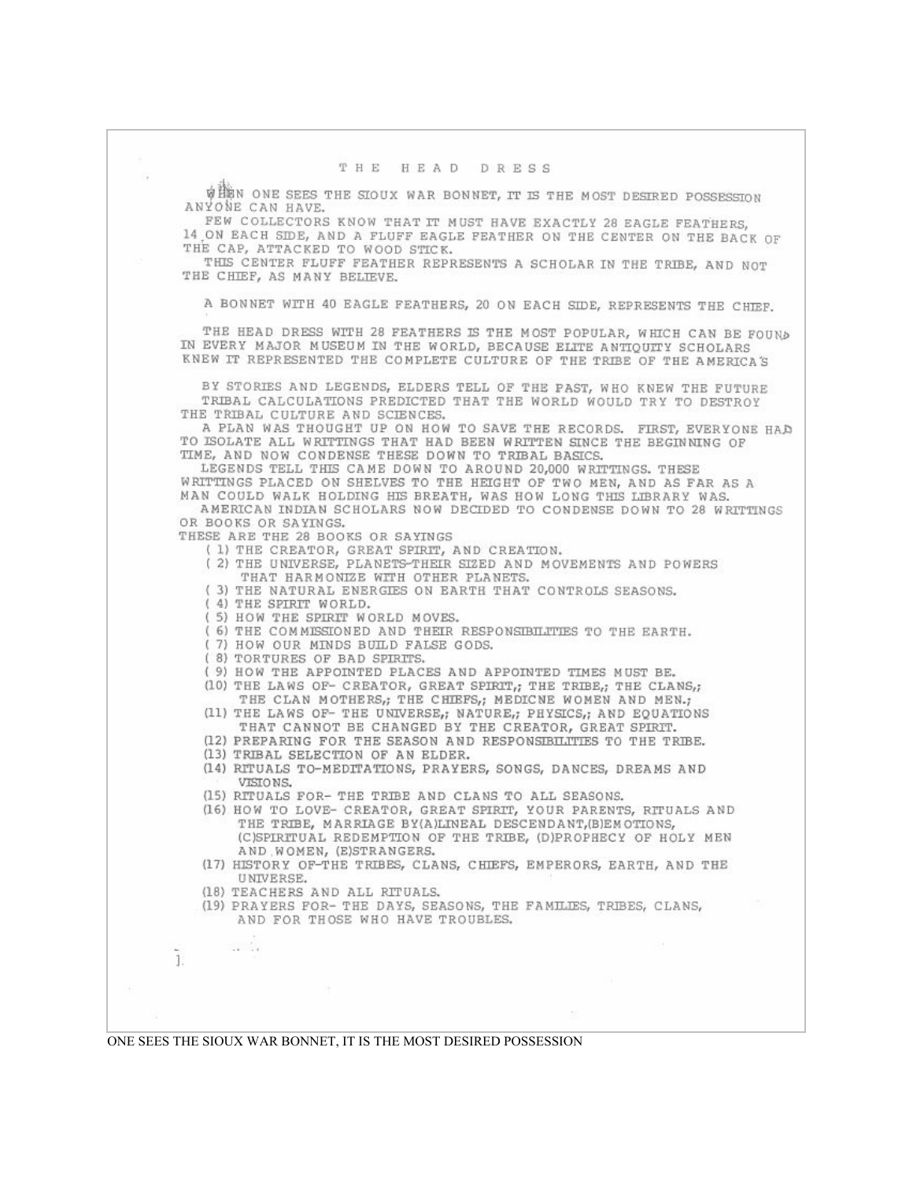# THE HEAD DRESS

WHEN ONE SEES THE SIOUX WAR BONNET, IT IS THE MOST DESIRED POSSESSION ANYONE CAN HAVE.

FEW COLLECTORS KNOW THAT IT MUST HAVE EXACTLY 28 EAGLE FEATHERS, 14 ON EACH SIDE, AND A FLUFF EAGLE FEATHER ON THE CENTER ON THE BACK OF THE CAP, ATTACKED TO WOOD STICK.

THIS CENTER FLUFF FEATHER REPRESENTS A SCHOLAR IN THE TRIBE, AND NOT THE CHIEF, AS MANY BELIEVE.

A BONNET WITH 40 EAGLE FEATHERS, 20 ON EACH SIDE, REPRESENTS THE CHIEF.

THE HEAD DRESS WITH 28 FEATHERS IS THE MOST POPULAR, WHICH CAN BE FOUND IN EVERY MAJOR MUSEUM IN THE WORLD, BECAUSE ELITE ANTIQUITY SCHOLARS KNEW IT REPRESENTED THE COMPLETE CULTURE OF THE TRIBE OF THE AMERICA'S

BY STORIES AND LEGENDS, ELDERS TELL OF THE PAST, WHO KNEW THE FUTURE TRIBAL CALCULATIONS PREDICTED THAT THE WORLD WOULD TRY TO DESTROY THE TRIBAL CULTURE AND SCIENCES.

A PLAN WAS THOUGHT UP ON HOW TO SAVE THE RECORDS. FIRST, EVERYONE HAD TO ISOLATE ALL WRITTINGS THAT HAD BEEN WRITTEN SINCE THE BEGINNING OF TIME, AND NOW CONDENSE THESE DOWN TO TRIBAL BASICS.

LEGENDS TELL THIS CAME DOWN TO AROUND 20,000 WRITTINGS. THESE WRITTINGS PLACED ON SHELVES TO THE HEIGHT OF TWO MEN, AND AS FAR AS A MAN COULD WALK HOLDING HIS BREATH, WAS HOW LONG THIS LIBRARY WAS.

AMERICAN INDIAN SCHOLARS NOW DECIDED TO CONDENSE DOWN TO 28 WRITTINGS OR BOOKS OR SAYINGS.

THESE ARE THE 28 BOOKS OR SAYINGS

( 1) THE CREATOR, GREAT SPIRIT, AND CREATION.
( 2) THE UNIVERSE, PLANETS-THEIR SIZED AND MOVEMENTS AND POWERS THAT HARMONIZE WITH OTHER PLANETS.
( 3) THE NATURAL ENERGIES ON EARTH THAT CONTROLS SEASONS.
( 4) THE SPIRIT WORLD.
( 5) HOW THE SPIRIT WORLD MOVES.
( 6) THE COMMISSIONED AND THEIR RESPONSIBILITIES TO THE EARTH.
( 7) HOW OUR MINDS BUILD FALSE GODS.
( 8) TORTURES OF BAD SPIRITS.
( 9) HOW THE APPOINTED PLACES AND APPOINTED TIMES MUST BE.
(10) THE LAWS OF- CREATOR, GREAT SPIRIT,; THE TRIBE,; THE CLANS,; THE CLAN MOTHERS,; THE CHIEFS,; MEDICNE WOMEN AND MEN.;
(11) THE LAWS OF- THE UNIVERSE,; NATURE,; PHYSICS,; AND EQUATIONS THAT CANNOT BE CHANGED BY THE CREATOR, GREAT SPIRIT.
(12) PREPARING FOR THE SEASON AND RESPONSIBILITIES TO THE TRIBE.
(13) TRIBAL SELECTION OF AN ELDER.
(14) RITUALS TO-MEDITATIONS, PRAYERS, SONGS, DANCES, DREAMS AND VISIONS.
(15) RITUALS FOR- THE TRIBE AND CLANS TO ALL SEASONS.
(16) HOW TO LOVE- CREATOR, GREAT SPIRIT, YOUR PARENTS, RITUALS AND THE TRIBE, MARRIAGE BY(A)LINEAL DESCENDANT,(B)EMOTIONS, (C)SPIRITUAL REDEMPTION OF THE TRIBE, (D)PROPHECY OF HOLY MEN AND WOMEN, (E)STRANGERS.
(17) HISTORY OF-THE TRIBES, CLANS, CHIEFS, EMPERORS, EARTH, AND THE UNIVERSE.
(18) TEACHERS AND ALL RITUALS.
(19) PRAYERS FOR- THE DAYS, SEASONS, THE FAMILIES, TRIBES, CLANS, AND FOR THOSE WHO HAVE TROUBLES.

ONE SEES THE SIOUX WAR BONNET, IT IS THE MOST DESIRED POSSESSION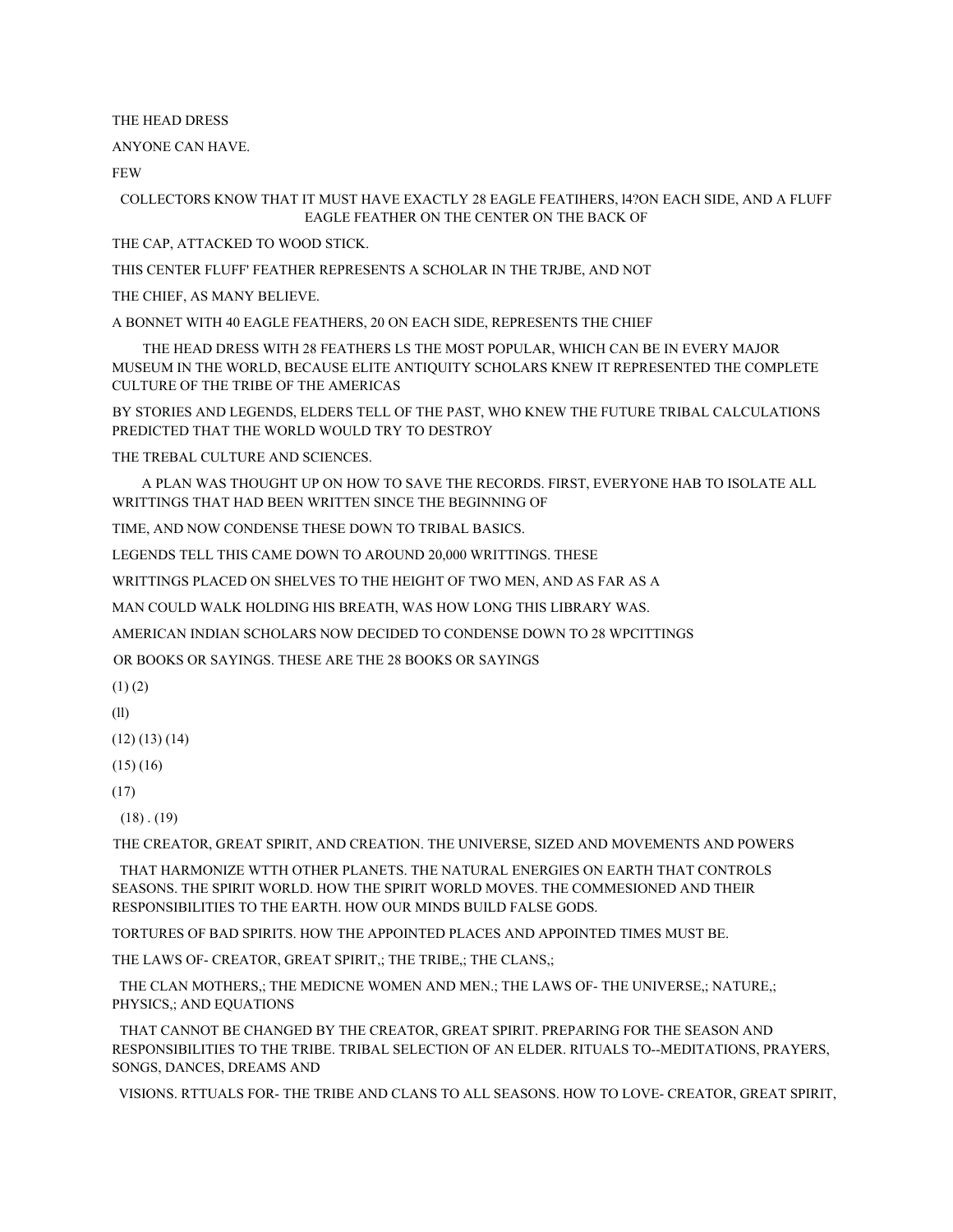THE HEAD DRESS

ANYONE CAN HAVE.

FEW

COLLECTORS KNOW THAT IT MUST HAVE EXACTLY 28 EAGLE FEATIHERS, l4?ON EACH SIDE, AND A FLUFF EAGLE FEATHER ON THE CENTER ON THE BACK OF

THE CAP, ATTACKED TO WOOD STICK.

THIS CENTER FLUFF' FEATHER REPRESENTS A SCHOLAR IN THE TRJBE, AND NOT

THE CHIEF, AS MANY BELIEVE.

A BONNET WITH 40 EAGLE FEATHERS, 20 ON EACH SIDE, REPRESENTS THE CHIEF

THE HEAD DRESS WITH 28 FEATHERS LS THE MOST POPULAR, WHICH CAN BE IN EVERY MAJOR MUSEUM IN THE WORLD, BECAUSE ELITE ANTIQUITY SCHOLARS KNEW IT REPRESENTED THE COMPLETE CULTURE OF THE TRIBE OF THE AMERICAS

BY STORIES AND LEGENDS, ELDERS TELL OF THE PAST, WHO KNEW THE FUTURE TRIBAL CALCULATIONS PREDICTED THAT THE WORLD WOULD TRY TO DESTROY

THE TREBAL CULTURE AND SCIENCES.

A PLAN WAS THOUGHT UP ON HOW TO SAVE THE RECORDS. FIRST, EVERYONE HAB TO ISOLATE ALL WRITTINGS THAT HAD BEEN WRITTEN SINCE THE BEGINNING OF

TIME, AND NOW CONDENSE THESE DOWN TO TRIBAL BASICS.

LEGENDS TELL THIS CAME DOWN TO AROUND 20,000 WRITTINGS. THESE

WRITTINGS PLACED ON SHELVES TO THE HEIGHT OF TWO MEN, AND AS FAR AS A

MAN COULD WALK HOLDING HIS BREATH, WAS HOW LONG THIS LIBRARY WAS.

AMERICAN INDIAN SCHOLARS NOW DECIDED TO CONDENSE DOWN TO 28 WPCITTINGS

OR BOOKS OR SAYINGS. THESE ARE THE 28 BOOKS OR SAYINGS

(1) (2)

(ll)

(12) (13) (14)

(15) (16)

(17)

(18) . (19)

THE CREATOR, GREAT SPIRIT, AND CREATION. THE UNIVERSE, SIZED AND MOVEMENTS AND POWERS

THAT HARMONIZE WTTH OTHER PLANETS. THE NATURAL ENERGIES ON EARTH THAT CONTROLS SEASONS. THE SPIRIT WORLD. HOW THE SPIRIT WORLD MOVES. THE COMMESIONED AND THEIR RESPONSIBILITIES TO THE EARTH. HOW OUR MINDS BUILD FALSE GODS.

TORTURES OF BAD SPIRITS. HOW THE APPOINTED PLACES AND APPOINTED TIMES MUST BE.

THE LAWS OF- CREATOR, GREAT SPIRIT,; THE TRIBE,; THE CLANS,;

THE CLAN MOTHERS,; THE MEDICNE WOMEN AND MEN.; THE LAWS OF- THE UNIVERSE,; NATURE,; PHYSICS,; AND EQUATIONS

THAT CANNOT BE CHANGED BY THE CREATOR, GREAT SPIRIT. PREPARING FOR THE SEASON AND RESPONSIBILITIES TO THE TRIBE. TRIBAL SELECTION OF AN ELDER. RITUALS TO--MEDITATIONS, PRAYERS, SONGS, DANCES, DREAMS AND

VISIONS. RTTUALS FOR- THE TRIBE AND CLANS TO ALL SEASONS. HOW TO LOVE- CREATOR, GREAT SPIRIT,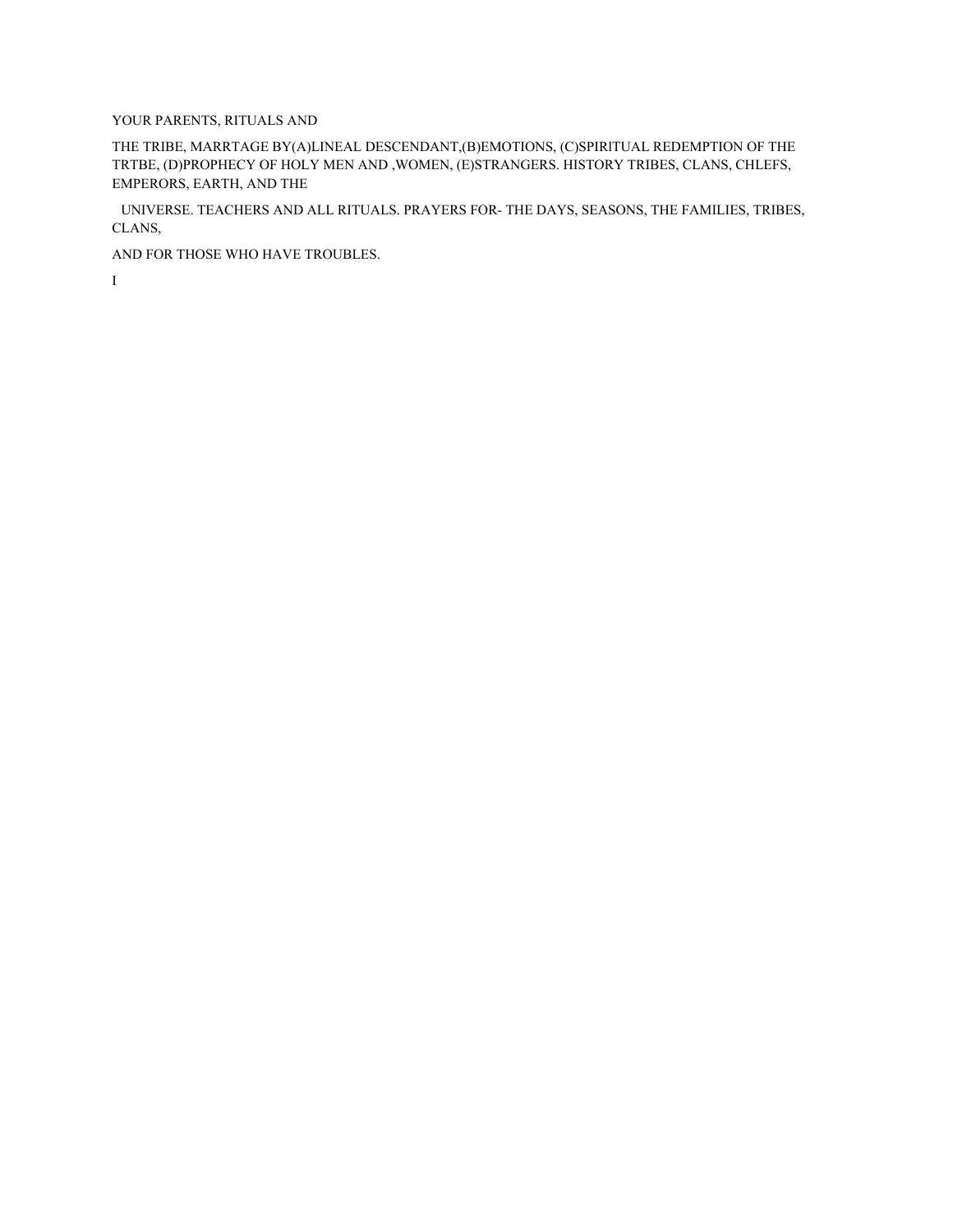YOUR PARENTS, RITUALS AND

THE TRIBE, MARRTAGE BY(A)LINEAL DESCENDANT,(B)EMOTIONS, (C)SPIRITUAL REDEMPTION OF THE TRTBE, (D)PROPHECY OF HOLY MEN AND ,WOMEN, (E)STRANGERS. HISTORY TRIBES, CLANS, CHLEFS, EMPERORS, EARTH, AND THE

UNIVERSE. TEACHERS AND ALL RITUALS. PRAYERS FOR- THE DAYS, SEASONS, THE FAMILIES, TRIBES, CLANS,

AND FOR THOSE WHO HAVE TROUBLES.

I